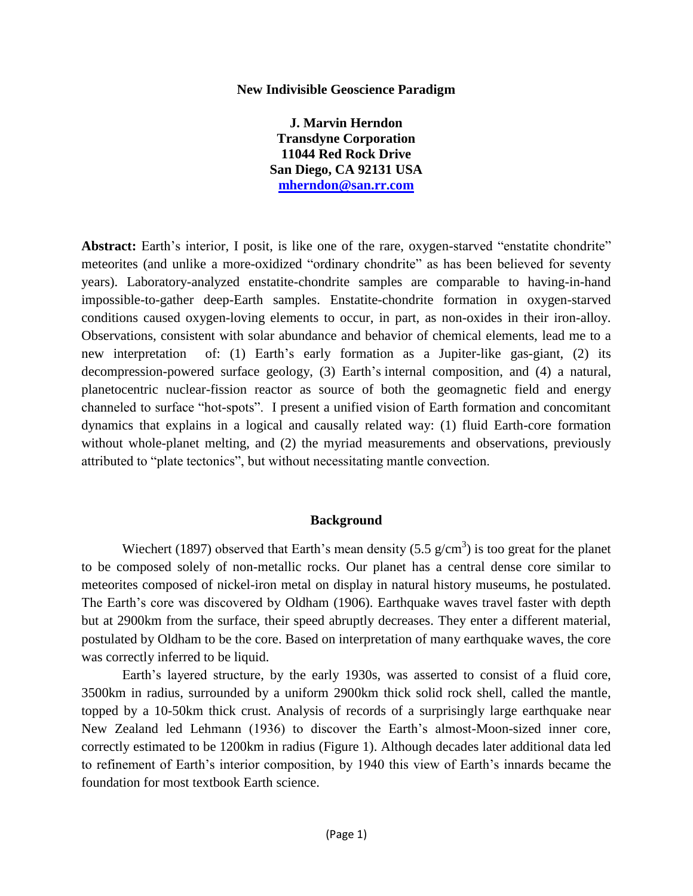# New Indivisible Geoscience Paradigm

**J. Marvin Herndon**
**Transdyne Corporation**
**11044 Red Rock Drive**
**San Diego, CA 92131 USA**
**mherndon@san.rr.com**

**Abstract:** Earth's interior, I posit, is like one of the rare, oxygen-starved "enstatite chondrite" meteorites (and unlike a more-oxidized "ordinary chondrite" as has been believed for seventy years). Laboratory-analyzed enstatite-chondrite samples are comparable to having-in-hand impossible-to-gather deep-Earth samples. Enstatite-chondrite formation in oxygen-starved conditions caused oxygen-loving elements to occur, in part, as non-oxides in their iron-alloy. Observations, consistent with solar abundance and behavior of chemical elements, lead me to a new interpretation of: (1) Earth's early formation as a Jupiter-like gas-giant, (2) its decompression-powered surface geology, (3) Earth's internal composition, and (4) a natural, planetocentric nuclear-fission reactor as source of both the geomagnetic field and energy channeled to surface "hot-spots". I present a unified vision of Earth formation and concomitant dynamics that explains in a logical and causally related way: (1) fluid Earth-core formation without whole-planet melting, and (2) the myriad measurements and observations, previously attributed to "plate tectonics", but without necessitating mantle convection.

## Background

Wiechert (1897) observed that Earth's mean density (5.5 $g/cm^3$) is too great for the planet to be composed solely of non-metallic rocks. Our planet has a central dense core similar to meteorites composed of nickel-iron metal on display in natural history museums, he postulated. The Earth's core was discovered by Oldham (1906). Earthquake waves travel faster with depth but at 2900km from the surface, their speed abruptly decreases. They enter a different material, postulated by Oldham to be the core. Based on interpretation of many earthquake waves, the core was correctly inferred to be liquid.

Earth's layered structure, by the early 1930s, was asserted to consist of a fluid core, 3500km in radius, surrounded by a uniform 2900km thick solid rock shell, called the mantle, topped by a 10-50km thick crust. Analysis of records of a surprisingly large earthquake near New Zealand led Lehmann (1936) to discover the Earth's almost-Moon-sized inner core, correctly estimated to be 1200km in radius (Figure 1). Although decades later additional data led to refinement of Earth's interior composition, by 1940 this view of Earth's innards became the foundation for most textbook Earth science.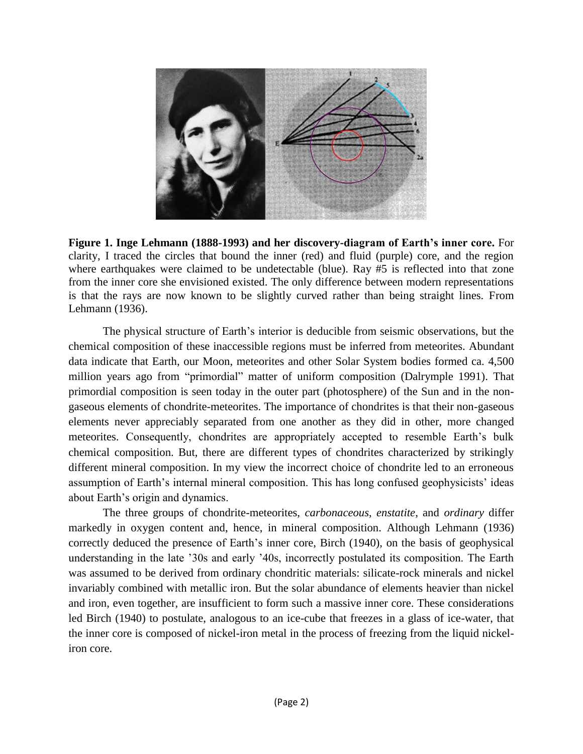**Figure 1. Inge Lehmann (1888-1993) and her discovery-diagram of Earth's inner core.** For clarity, I traced the circles that bound the inner (red) and fluid (purple) core, and the region where earthquakes were claimed to be undetectable (blue). Ray #5 is reflected into that zone from the inner core she envisioned existed. The only difference between modern representations is that the rays are now known to be slightly curved rather than being straight lines. From Lehmann (1936).

The physical structure of Earth's interior is deducible from seismic observations, but the chemical composition of these inaccessible regions must be inferred from meteorites. Abundant data indicate that Earth, our Moon, meteorites and other Solar System bodies formed ca. 4,500 million years ago from "primordial" matter of uniform composition (Dalrymple 1991). That primordial composition is seen today in the outer part (photosphere) of the Sun and in the non-gaseous elements of chondrite-meteorites. The importance of chondrites is that their non-gaseous elements never appreciably separated from one another as they did in other, more changed meteorites. Consequently, chondrites are appropriately accepted to resemble Earth's bulk chemical composition. But, there are different types of chondrites characterized by strikingly different mineral composition. In my view the incorrect choice of chondrite led to an erroneous assumption of Earth's internal mineral composition. This has long confused geophysicists' ideas about Earth's origin and dynamics.

The three groups of chondrite-meteorites, *carbonaceous*, *enstatite*, and *ordinary* differ markedly in oxygen content and, hence, in mineral composition. Although Lehmann (1936) correctly deduced the presence of Earth's inner core, Birch (1940), on the basis of geophysical understanding in the late '30s and early '40s, incorrectly postulated its composition. The Earth was assumed to be derived from ordinary chondritic materials: silicate-rock minerals and nickel invariably combined with metallic iron. But the solar abundance of elements heavier than nickel and iron, even together, are insufficient to form such a massive inner core. These considerations led Birch (1940) to postulate, analogous to an ice-cube that freezes in a glass of ice-water, that the inner core is composed of nickel-iron metal in the process of freezing from the liquid nickel-iron core.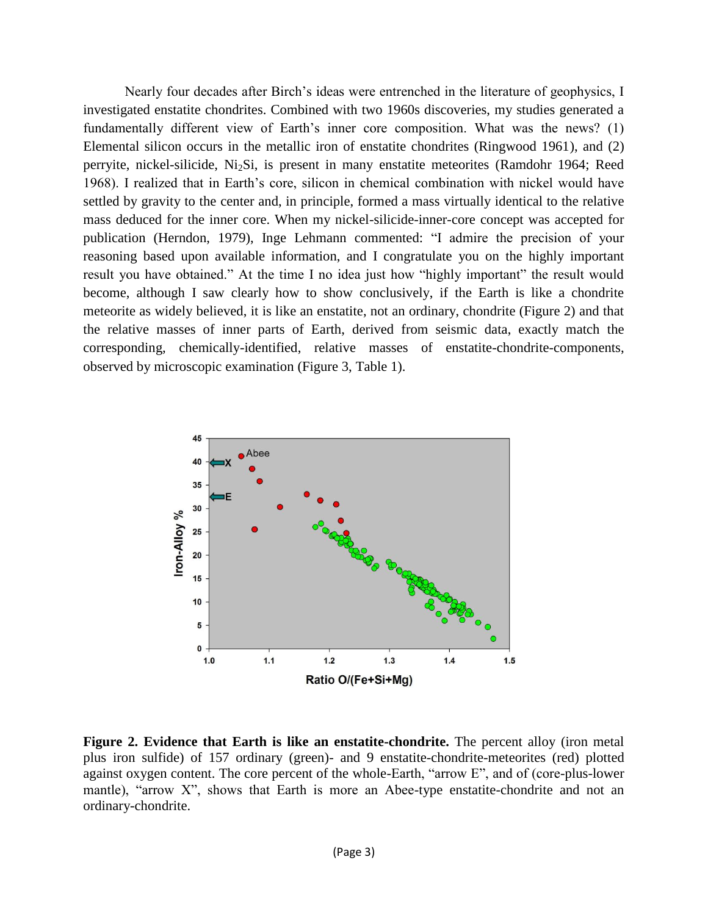Nearly four decades after Birch's ideas were entrenched in the literature of geophysics, I investigated enstatite chondrites. Combined with two 1960s discoveries, my studies generated a fundamentally different view of Earth's inner core composition. What was the news? (1) Elemental silicon occurs in the metallic iron of enstatite chondrites (Ringwood 1961), and (2) perryite, nickel-silicide, $Ni_2Si$, is present in many enstatite meteorites (Ramdohr 1964; Reed 1968). I realized that in Earth's core, silicon in chemical combination with nickel would have settled by gravity to the center and, in principle, formed a mass virtually identical to the relative mass deduced for the inner core. When my nickel-silicide-inner-core concept was accepted for publication (Herndon, 1979), Inge Lehmann commented: "I admire the precision of your reasoning based upon available information, and I congratulate you on the highly important result you have obtained." At the time I no idea just how "highly important" the result would become, although I saw clearly how to show conclusively, if the Earth is like a chondrite meteorite as widely believed, it is like an enstatite, not an ordinary, chondrite (Figure 2) and that the relative masses of inner parts of Earth, derived from seismic data, exactly match the corresponding, chemically-identified, relative masses of enstatite-chondrite-components, observed by microscopic examination (Figure 3, Table 1).

**Figure 2. Evidence that Earth is like an enstatite-chondrite.** The percent alloy (iron metal plus iron sulfide) of 157 ordinary (green)- and 9 enstatite-chondrite-meteorites (red) plotted against oxygen content. The core percent of the whole-Earth, "arrow E", and of (core-plus-lower mantle), "arrow X", shows that Earth is more an Abee-type enstatite-chondrite and not an ordinary-chondrite.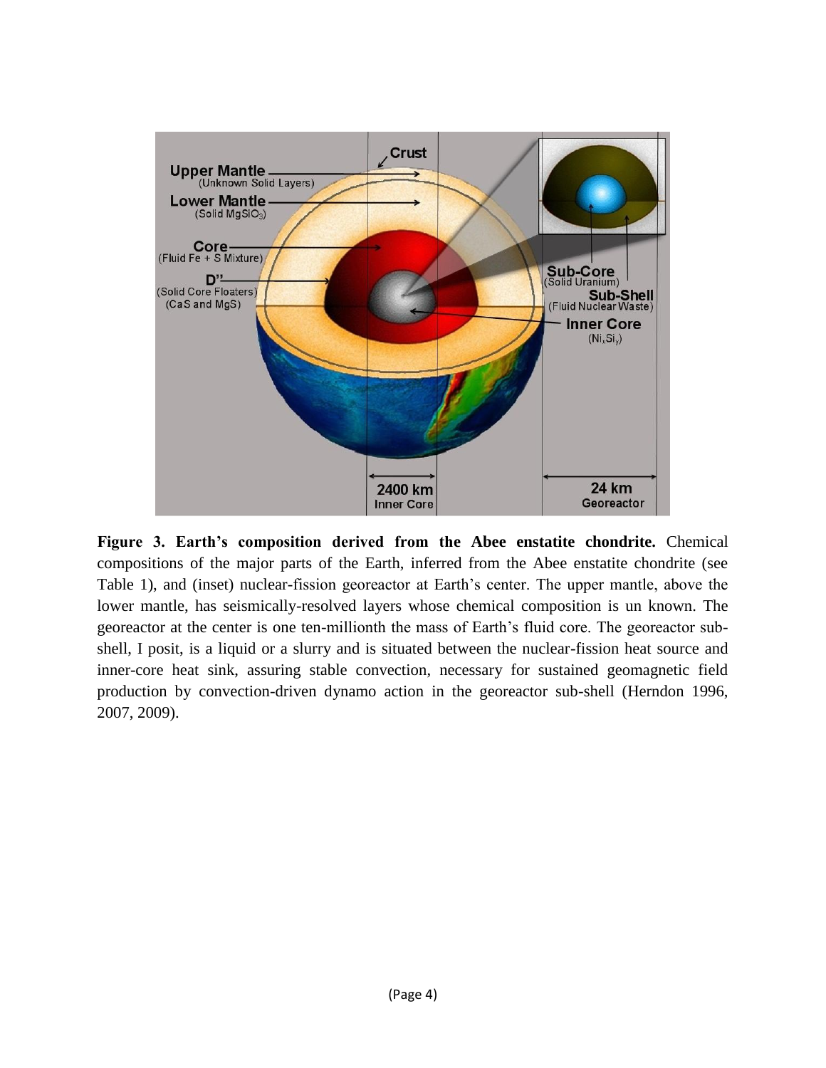**Figure 3. Earth's composition derived from the Abee enstatite chondrite.** Chemical compositions of the major parts of the Earth, inferred from the Abee enstatite chondrite (see Table 1), and (inset) nuclear-fission georeactor at Earth's center. The upper mantle, above the lower mantle, has seismically-resolved layers whose chemical composition is un known. The georeactor at the center is one ten-millionth the mass of Earth's fluid core. The georeactor sub-shell, I posit, is a liquid or a slurry and is situated between the nuclear-fission heat source and inner-core heat sink, assuring stable convection, necessary for sustained geomagnetic field production by convection-driven dynamo action in the georeactor sub-shell (Herndon 1996, 2007, 2009).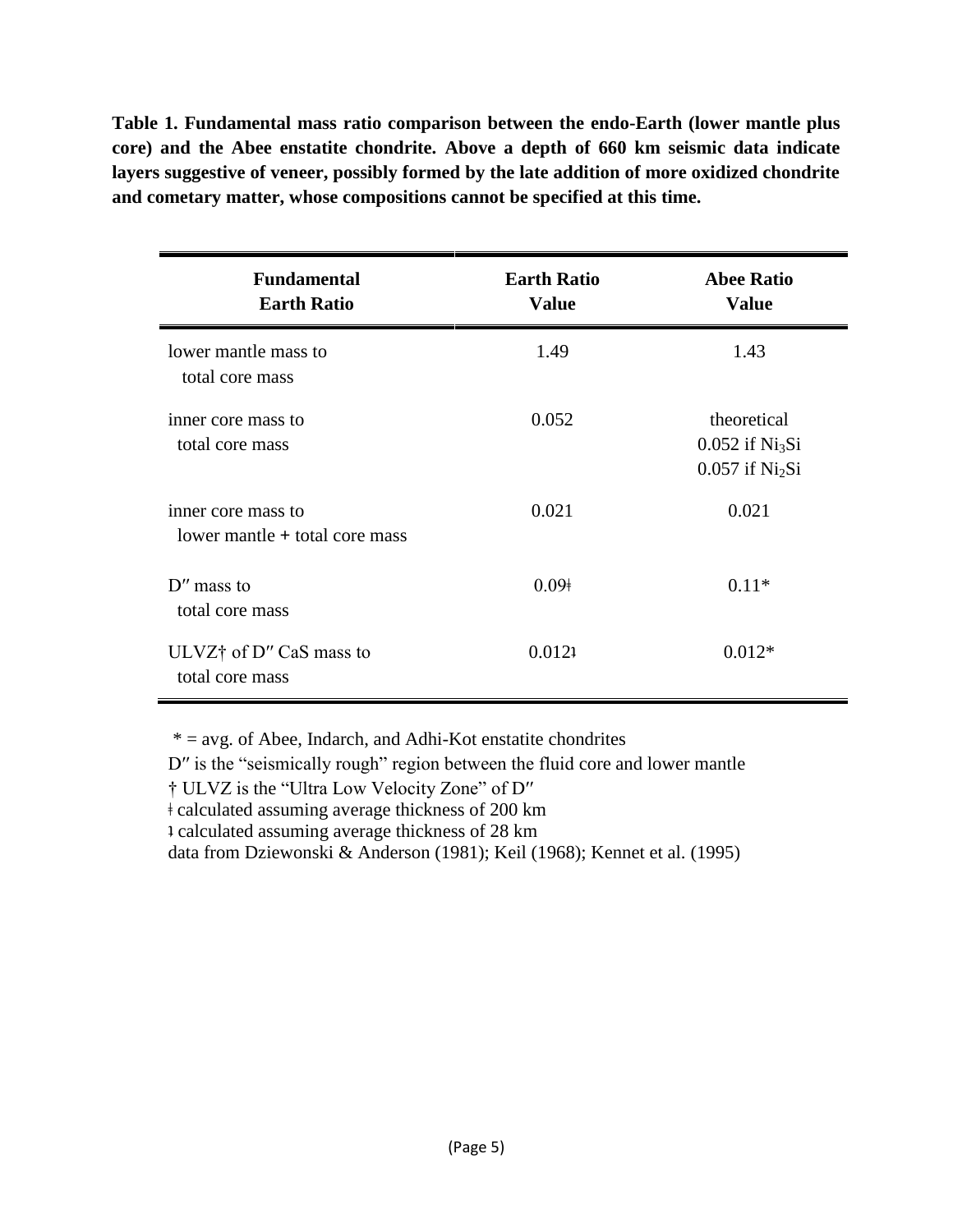**Table 1. Fundamental mass ratio comparison between the endo-Earth (lower mantle plus core) and the Abee enstatite chondrite. Above a depth of 660 km seismic data indicate layers suggestive of veneer, possibly formed by the late addition of more oxidized chondrite and cometary matter, whose compositions cannot be specified at this time.**

| Fundamental Earth Ratio | Earth Ratio Value | Abee Ratio Value |
|---|---|---|
| lower mantle mass to total core mass | 1.49 | 1.43 |
| inner core mass to total core mass | 0.052 | theoretical<br>0.052 if $Ni_3Si$<br>0.057 if $Ni_2Si$ |
| inner core mass to lower mantle + total core mass | 0.021 | 0.021 |
| D″ mass to total core mass | 0.09ǂ | 0.11* |
| ULVZ† of D″ CaS mass to total core mass | 0.012Ɉ | 0.012* |

* = avg. of Abee, Indarch, and Adhi-Kot enstatite chondrites

D″ is the "seismically rough" region between the fluid core and lower mantle

† ULVZ is the "Ultra Low Velocity Zone" of D″

ǂ calculated assuming average thickness of 200 km

Ɉ calculated assuming average thickness of 28 km

data from Dziewonski & Anderson (1981); Keil (1968); Kennet et al. (1995)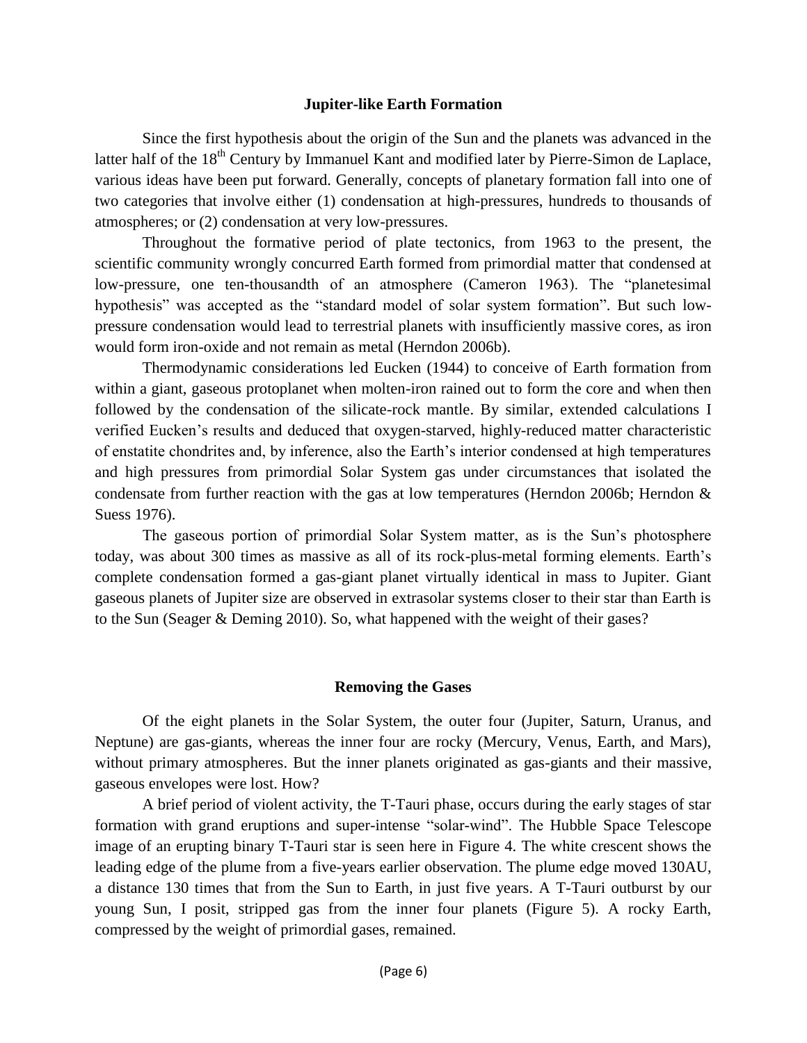### Jupiter-like Earth Formation

Since the first hypothesis about the origin of the Sun and the planets was advanced in the latter half of the 18th Century by Immanuel Kant and modified later by Pierre-Simon de Laplace, various ideas have been put forward. Generally, concepts of planetary formation fall into one of two categories that involve either (1) condensation at high-pressures, hundreds to thousands of atmospheres; or (2) condensation at very low-pressures.

Throughout the formative period of plate tectonics, from 1963 to the present, the scientific community wrongly concurred Earth formed from primordial matter that condensed at low-pressure, one ten-thousandth of an atmosphere (Cameron 1963). The "planetesimal hypothesis" was accepted as the "standard model of solar system formation". But such low-pressure condensation would lead to terrestrial planets with insufficiently massive cores, as iron would form iron-oxide and not remain as metal (Herndon 2006b).

Thermodynamic considerations led Eucken (1944) to conceive of Earth formation from within a giant, gaseous protoplanet when molten-iron rained out to form the core and when then followed by the condensation of the silicate-rock mantle. By similar, extended calculations I verified Eucken's results and deduced that oxygen-starved, highly-reduced matter characteristic of enstatite chondrites and, by inference, also the Earth's interior condensed at high temperatures and high pressures from primordial Solar System gas under circumstances that isolated the condensate from further reaction with the gas at low temperatures (Herndon 2006b; Herndon & Suess 1976).

The gaseous portion of primordial Solar System matter, as is the Sun's photosphere today, was about 300 times as massive as all of its rock-plus-metal forming elements. Earth's complete condensation formed a gas-giant planet virtually identical in mass to Jupiter. Giant gaseous planets of Jupiter size are observed in extrasolar systems closer to their star than Earth is to the Sun (Seager & Deming 2010). So, what happened with the weight of their gases?

### Removing the Gases

Of the eight planets in the Solar System, the outer four (Jupiter, Saturn, Uranus, and Neptune) are gas-giants, whereas the inner four are rocky (Mercury, Venus, Earth, and Mars), without primary atmospheres. But the inner planets originated as gas-giants and their massive, gaseous envelopes were lost. How?

A brief period of violent activity, the T-Tauri phase, occurs during the early stages of star formation with grand eruptions and super-intense "solar-wind". The Hubble Space Telescope image of an erupting binary T-Tauri star is seen here in Figure 4. The white crescent shows the leading edge of the plume from a five-years earlier observation. The plume edge moved 130AU, a distance 130 times that from the Sun to Earth, in just five years. A T-Tauri outburst by our young Sun, I posit, stripped gas from the inner four planets (Figure 5). A rocky Earth, compressed by the weight of primordial gases, remained.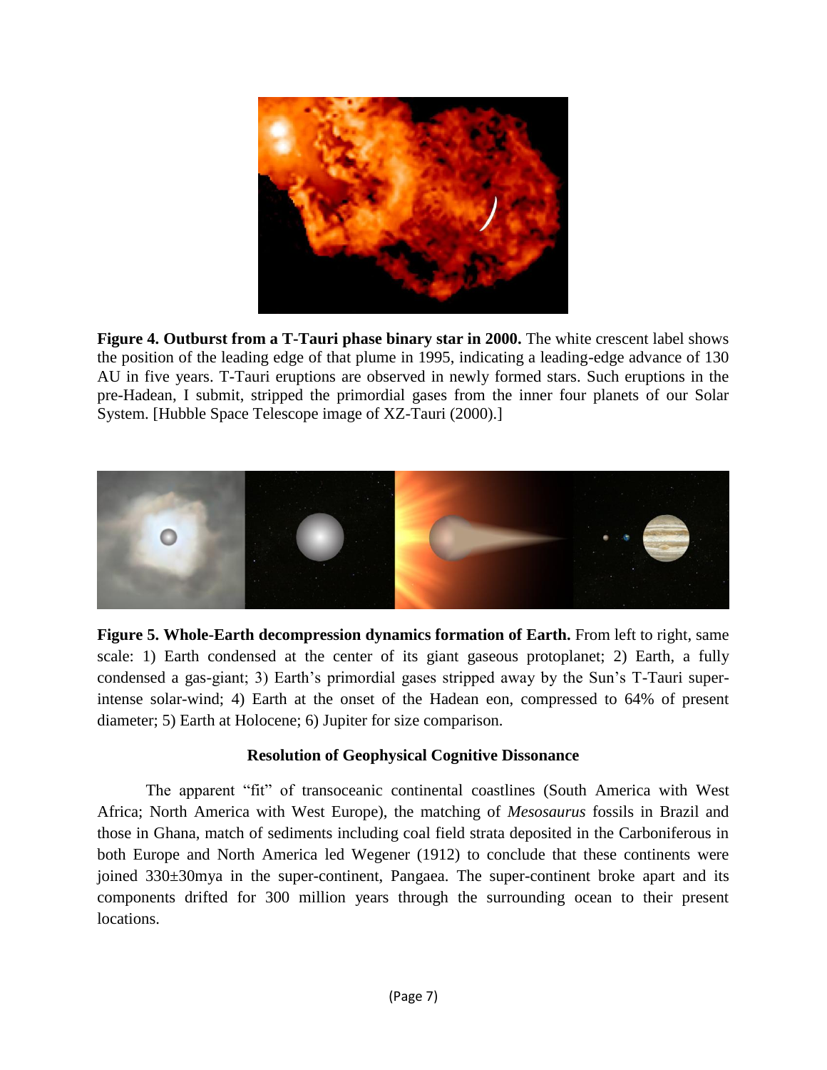**Figure 4. Outburst from a T-Tauri phase binary star in 2000.** The white crescent label shows the position of the leading edge of that plume in 1995, indicating a leading-edge advance of 130 AU in five years. T-Tauri eruptions are observed in newly formed stars. Such eruptions in the pre-Hadean, I submit, stripped the primordial gases from the inner four planets of our Solar System. [Hubble Space Telescope image of XZ-Tauri (2000).]

**Figure 5. Whole-Earth decompression dynamics formation of Earth.** From left to right, same scale: 1) Earth condensed at the center of its giant gaseous protoplanet; 2) Earth, a fully condensed a gas-giant; 3) Earth's primordial gases stripped away by the Sun's T-Tauri super-intense solar-wind; 4) Earth at the onset of the Hadean eon, compressed to 64% of present diameter; 5) Earth at Holocene; 6) Jupiter for size comparison.

### Resolution of Geophysical Cognitive Dissonance

The apparent "fit" of transoceanic continental coastlines (South America with West Africa; North America with West Europe), the matching of *Mesosaurus* fossils in Brazil and those in Ghana, match of sediments including coal field strata deposited in the Carboniferous in both Europe and North America led Wegener (1912) to conclude that these continents were joined 330±30mya in the super-continent, Pangaea. The super-continent broke apart and its components drifted for 300 million years through the surrounding ocean to their present locations.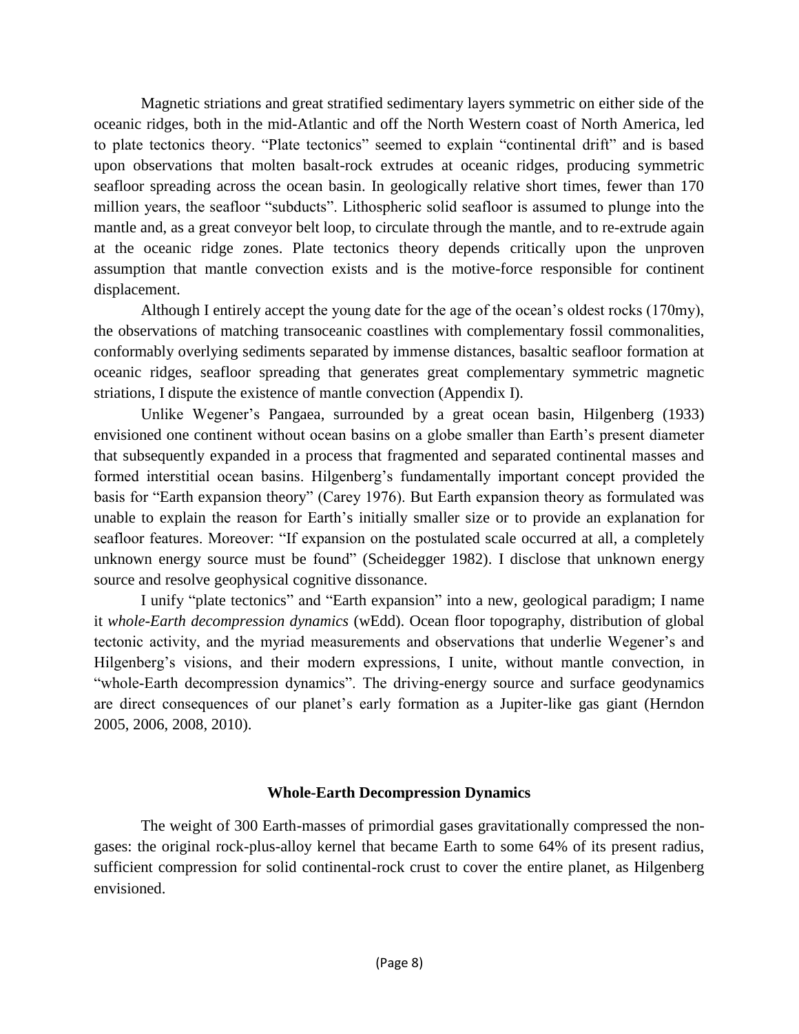Magnetic striations and great stratified sedimentary layers symmetric on either side of the oceanic ridges, both in the mid-Atlantic and off the North Western coast of North America, led to plate tectonics theory. "Plate tectonics" seemed to explain "continental drift" and is based upon observations that molten basalt-rock extrudes at oceanic ridges, producing symmetric seafloor spreading across the ocean basin. In geologically relative short times, fewer than 170 million years, the seafloor "subducts". Lithospheric solid seafloor is assumed to plunge into the mantle and, as a great conveyor belt loop, to circulate through the mantle, and to re-extrude again at the oceanic ridge zones. Plate tectonics theory depends critically upon the unproven assumption that mantle convection exists and is the motive-force responsible for continent displacement.

Although I entirely accept the young date for the age of the ocean's oldest rocks (170my), the observations of matching transoceanic coastlines with complementary fossil commonalities, conformably overlying sediments separated by immense distances, basaltic seafloor formation at oceanic ridges, seafloor spreading that generates great complementary symmetric magnetic striations, I dispute the existence of mantle convection (Appendix I).

Unlike Wegener's Pangaea, surrounded by a great ocean basin, Hilgenberg (1933) envisioned one continent without ocean basins on a globe smaller than Earth's present diameter that subsequently expanded in a process that fragmented and separated continental masses and formed interstitial ocean basins. Hilgenberg's fundamentally important concept provided the basis for "Earth expansion theory" (Carey 1976). But Earth expansion theory as formulated was unable to explain the reason for Earth's initially smaller size or to provide an explanation for seafloor features. Moreover: "If expansion on the postulated scale occurred at all, a completely unknown energy source must be found" (Scheidegger 1982). I disclose that unknown energy source and resolve geophysical cognitive dissonance.

I unify "plate tectonics" and "Earth expansion" into a new, geological paradigm; I name it *whole-Earth decompression dynamics* (wEdd). Ocean floor topography, distribution of global tectonic activity, and the myriad measurements and observations that underlie Wegener's and Hilgenberg's visions, and their modern expressions, I unite, without mantle convection, in "whole-Earth decompression dynamics". The driving-energy source and surface geodynamics are direct consequences of our planet's early formation as a Jupiter-like gas giant (Herndon 2005, 2006, 2008, 2010).

## Whole-Earth Decompression Dynamics

The weight of 300 Earth-masses of primordial gases gravitationally compressed the non-gases: the original rock-plus-alloy kernel that became Earth to some 64% of its present radius, sufficient compression for solid continental-rock crust to cover the entire planet, as Hilgenberg envisioned.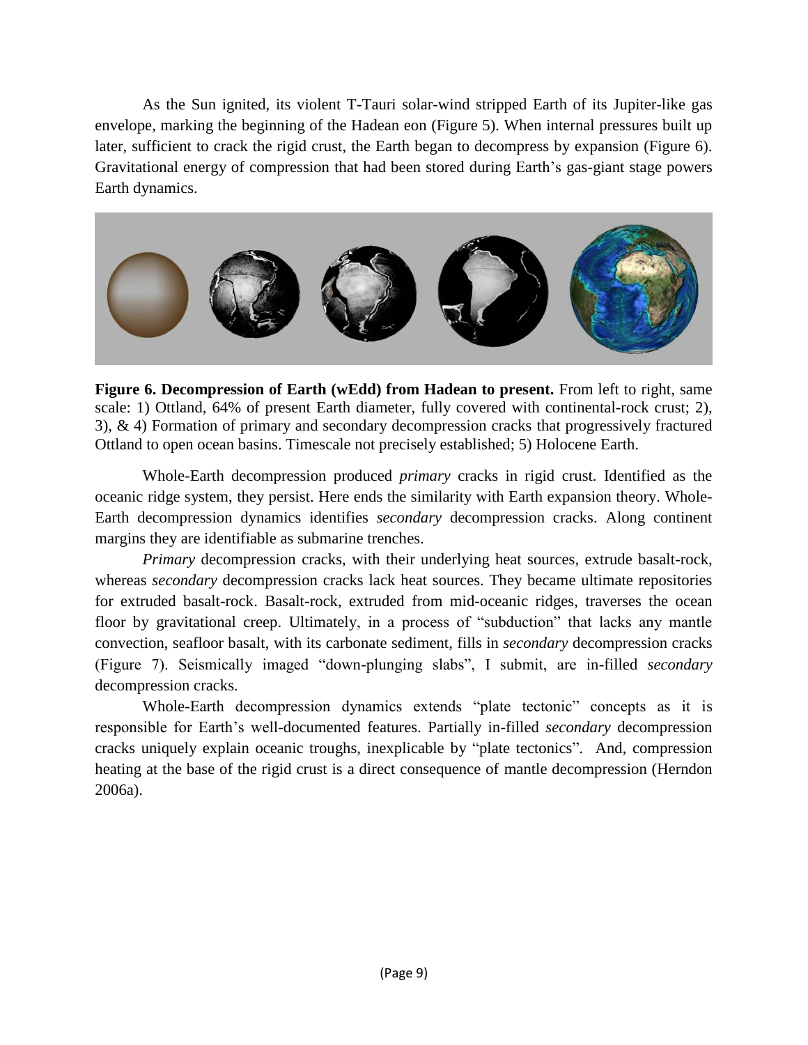As the Sun ignited, its violent T-Tauri solar-wind stripped Earth of its Jupiter-like gas envelope, marking the beginning of the Hadean eon (Figure 5). When internal pressures built up later, sufficient to crack the rigid crust, the Earth began to decompress by expansion (Figure 6). Gravitational energy of compression that had been stored during Earth's gas-giant stage powers Earth dynamics.

**Figure 6. Decompression of Earth (wEdd) from Hadean to present.** From left to right, same scale: 1) Ottland, 64% of present Earth diameter, fully covered with continental-rock crust; 2), 3), & 4) Formation of primary and secondary decompression cracks that progressively fractured Ottland to open ocean basins. Timescale not precisely established; 5) Holocene Earth.

Whole-Earth decompression produced *primary* cracks in rigid crust. Identified as the oceanic ridge system, they persist. Here ends the similarity with Earth expansion theory. Whole-Earth decompression dynamics identifies *secondary* decompression cracks. Along continent margins they are identifiable as submarine trenches.

*Primary* decompression cracks, with their underlying heat sources, extrude basalt-rock, whereas *secondary* decompression cracks lack heat sources. They became ultimate repositories for extruded basalt-rock. Basalt-rock, extruded from mid-oceanic ridges, traverses the ocean floor by gravitational creep. Ultimately, in a process of "subduction" that lacks any mantle convection, seafloor basalt, with its carbonate sediment, fills in *secondary* decompression cracks (Figure 7). Seismically imaged "down-plunging slabs", I submit, are in-filled *secondary* decompression cracks.

Whole-Earth decompression dynamics extends "plate tectonic" concepts as it is responsible for Earth's well-documented features. Partially in-filled *secondary* decompression cracks uniquely explain oceanic troughs, inexplicable by "plate tectonics". And, compression heating at the base of the rigid crust is a direct consequence of mantle decompression (Herndon 2006a).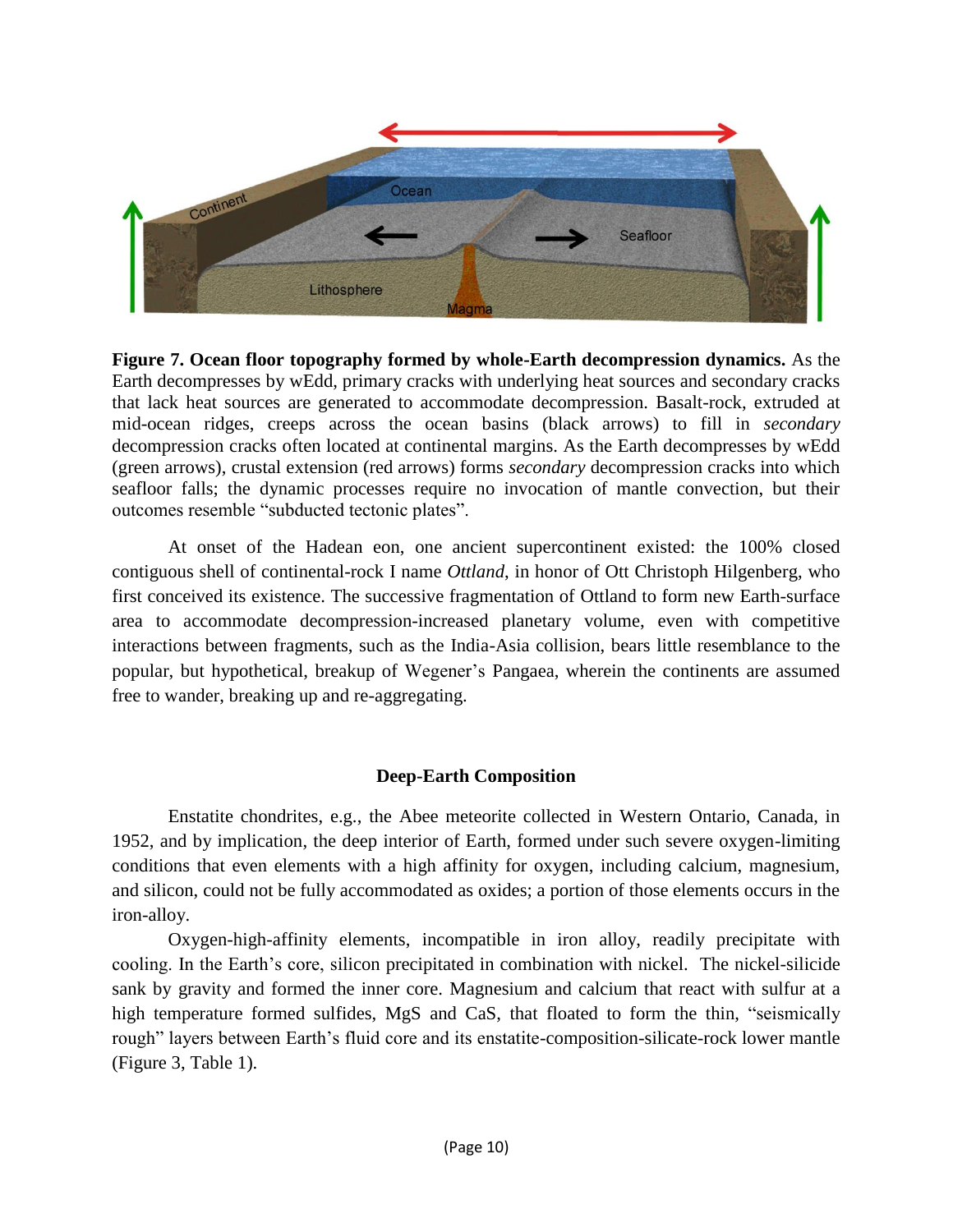**Figure 7. Ocean floor topography formed by whole-Earth decompression dynamics.** As the Earth decompresses by wEdd, primary cracks with underlying heat sources and secondary cracks that lack heat sources are generated to accommodate decompression. Basalt-rock, extruded at mid-ocean ridges, creeps across the ocean basins (black arrows) to fill in *secondary* decompression cracks often located at continental margins. As the Earth decompresses by wEdd (green arrows), crustal extension (red arrows) forms *secondary* decompression cracks into which seafloor falls; the dynamic processes require no invocation of mantle convection, but their outcomes resemble "subducted tectonic plates".

At onset of the Hadean eon, one ancient supercontinent existed: the 100% closed contiguous shell of continental-rock I name *Ottland*, in honor of Ott Christoph Hilgenberg, who first conceived its existence. The successive fragmentation of Ottland to form new Earth-surface area to accommodate decompression-increased planetary volume, even with competitive interactions between fragments, such as the India-Asia collision, bears little resemblance to the popular, but hypothetical, breakup of Wegener's Pangaea, wherein the continents are assumed free to wander, breaking up and re-aggregating.

## Deep-Earth Composition

Enstatite chondrites, e.g., the Abee meteorite collected in Western Ontario, Canada, in 1952, and by implication, the deep interior of Earth, formed under such severe oxygen-limiting conditions that even elements with a high affinity for oxygen, including calcium, magnesium, and silicon, could not be fully accommodated as oxides; a portion of those elements occurs in the iron-alloy.

Oxygen-high-affinity elements, incompatible in iron alloy, readily precipitate with cooling. In the Earth's core, silicon precipitated in combination with nickel. The nickel-silicide sank by gravity and formed the inner core. Magnesium and calcium that react with sulfur at a high temperature formed sulfides, MgS and CaS, that floated to form the thin, "seismically rough" layers between Earth's fluid core and its enstatite-composition-silicate-rock lower mantle (Figure 3, Table 1).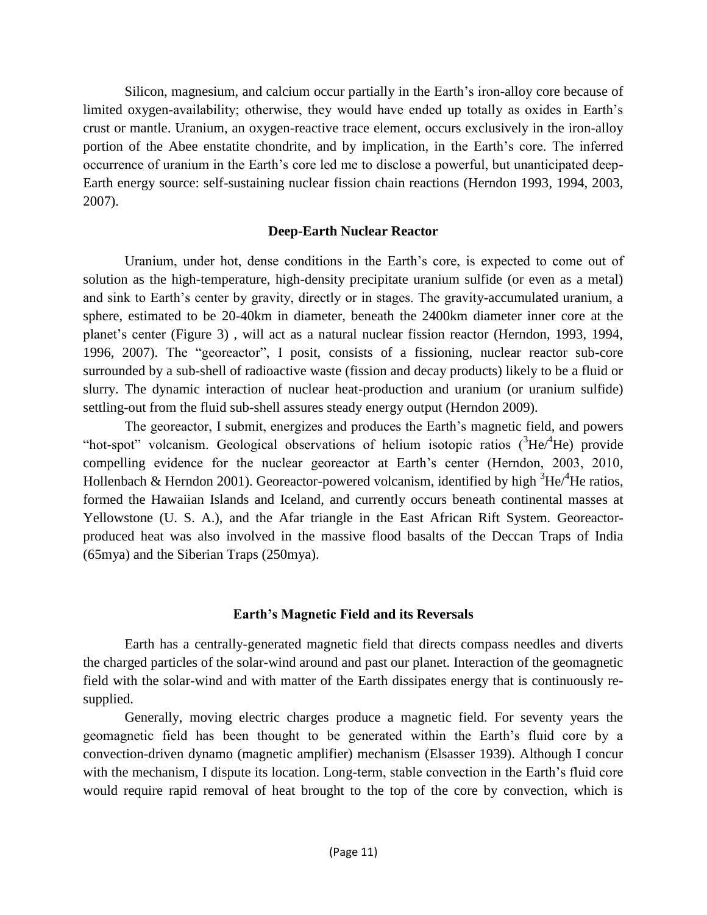Silicon, magnesium, and calcium occur partially in the Earth's iron-alloy core because of limited oxygen-availability; otherwise, they would have ended up totally as oxides in Earth's crust or mantle. Uranium, an oxygen-reactive trace element, occurs exclusively in the iron-alloy portion of the Abee enstatite chondrite, and by implication, in the Earth's core. The inferred occurrence of uranium in the Earth's core led me to disclose a powerful, but unanticipated deep-Earth energy source: self-sustaining nuclear fission chain reactions (Herndon 1993, 1994, 2003, 2007).

## Deep-Earth Nuclear Reactor

Uranium, under hot, dense conditions in the Earth's core, is expected to come out of solution as the high-temperature, high-density precipitate uranium sulfide (or even as a metal) and sink to Earth's center by gravity, directly or in stages. The gravity-accumulated uranium, a sphere, estimated to be 20-40km in diameter, beneath the 2400km diameter inner core at the planet's center (Figure 3) , will act as a natural nuclear fission reactor (Herndon, 1993, 1994, 1996, 2007). The "georeactor", I posit, consists of a fissioning, nuclear reactor sub-core surrounded by a sub-shell of radioactive waste (fission and decay products) likely to be a fluid or slurry. The dynamic interaction of nuclear heat-production and uranium (or uranium sulfide) settling-out from the fluid sub-shell assures steady energy output (Herndon 2009).

The georeactor, I submit, energizes and produces the Earth's magnetic field, and powers "hot-spot" volcanism. Geological observations of helium isotopic ratios ($^3He/^4He$) provide compelling evidence for the nuclear georeactor at Earth's center (Herndon, 2003, 2010, Hollenbach & Herndon 2001). Georeactor-powered volcanism, identified by high $^3He/^4He$ ratios, formed the Hawaiian Islands and Iceland, and currently occurs beneath continental masses at Yellowstone (U. S. A.), and the Afar triangle in the East African Rift System. Georeactor-produced heat was also involved in the massive flood basalts of the Deccan Traps of India (65mya) and the Siberian Traps (250mya).

## Earth's Magnetic Field and its Reversals

Earth has a centrally-generated magnetic field that directs compass needles and diverts the charged particles of the solar-wind around and past our planet. Interaction of the geomagnetic field with the solar-wind and with matter of the Earth dissipates energy that is continuously re-supplied.

Generally, moving electric charges produce a magnetic field. For seventy years the geomagnetic field has been thought to be generated within the Earth's fluid core by a convection-driven dynamo (magnetic amplifier) mechanism (Elsasser 1939). Although I concur with the mechanism, I dispute its location. Long-term, stable convection in the Earth's fluid core would require rapid removal of heat brought to the top of the core by convection, which is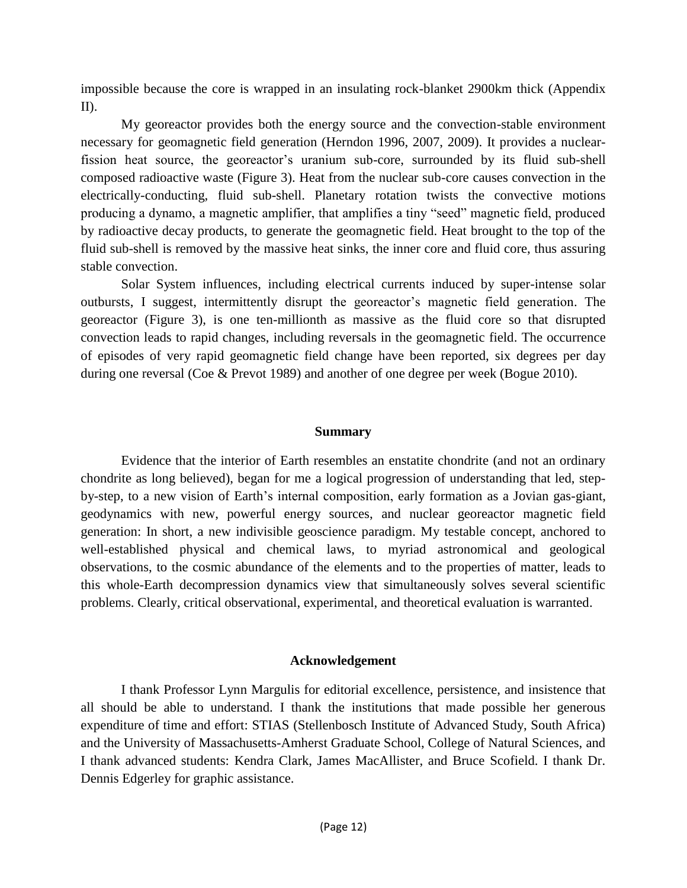impossible because the core is wrapped in an insulating rock-blanket 2900km thick (Appendix II).

My georeactor provides both the energy source and the convection-stable environment necessary for geomagnetic field generation (Herndon 1996, 2007, 2009). It provides a nuclear-fission heat source, the georeactor's uranium sub-core, surrounded by its fluid sub-shell composed radioactive waste (Figure 3). Heat from the nuclear sub-core causes convection in the electrically-conducting, fluid sub-shell. Planetary rotation twists the convective motions producing a dynamo, a magnetic amplifier, that amplifies a tiny "seed" magnetic field, produced by radioactive decay products, to generate the geomagnetic field. Heat brought to the top of the fluid sub-shell is removed by the massive heat sinks, the inner core and fluid core, thus assuring stable convection.

Solar System influences, including electrical currents induced by super-intense solar outbursts, I suggest, intermittently disrupt the georeactor's magnetic field generation. The georeactor (Figure 3), is one ten-millionth as massive as the fluid core so that disrupted convection leads to rapid changes, including reversals in the geomagnetic field. The occurrence of episodes of very rapid geomagnetic field change have been reported, six degrees per day during one reversal (Coe & Prevot 1989) and another of one degree per week (Bogue 2010).

## Summary

Evidence that the interior of Earth resembles an enstatite chondrite (and not an ordinary chondrite as long believed), began for me a logical progression of understanding that led, step-by-step, to a new vision of Earth's internal composition, early formation as a Jovian gas-giant, geodynamics with new, powerful energy sources, and nuclear georeactor magnetic field generation: In short, a new indivisible geoscience paradigm. My testable concept, anchored to well-established physical and chemical laws, to myriad astronomical and geological observations, to the cosmic abundance of the elements and to the properties of matter, leads to this whole-Earth decompression dynamics view that simultaneously solves several scientific problems. Clearly, critical observational, experimental, and theoretical evaluation is warranted.

## Acknowledgement

I thank Professor Lynn Margulis for editorial excellence, persistence, and insistence that all should be able to understand. I thank the institutions that made possible her generous expenditure of time and effort: STIAS (Stellenbosch Institute of Advanced Study, South Africa) and the University of Massachusetts-Amherst Graduate School, College of Natural Sciences, and I thank advanced students: Kendra Clark, James MacAllister, and Bruce Scofield. I thank Dr. Dennis Edgerley for graphic assistance.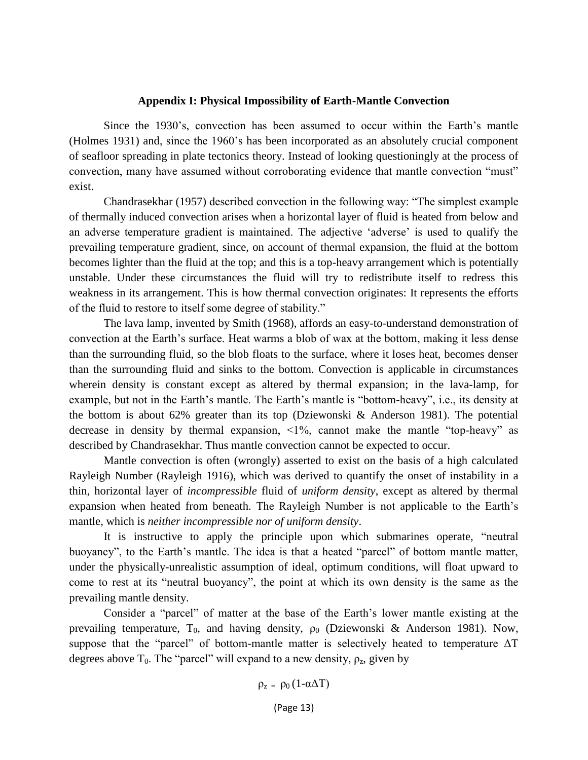## Appendix I: Physical Impossibility of Earth-Mantle Convection

Since the 1930's, convection has been assumed to occur within the Earth's mantle (Holmes 1931) and, since the 1960's has been incorporated as an absolutely crucial component of seafloor spreading in plate tectonics theory. Instead of looking questioningly at the process of convection, many have assumed without corroborating evidence that mantle convection "must" exist.

Chandrasekhar (1957) described convection in the following way: "The simplest example of thermally induced convection arises when a horizontal layer of fluid is heated from below and an adverse temperature gradient is maintained. The adjective 'adverse' is used to qualify the prevailing temperature gradient, since, on account of thermal expansion, the fluid at the bottom becomes lighter than the fluid at the top; and this is a top-heavy arrangement which is potentially unstable. Under these circumstances the fluid will try to redistribute itself to redress this weakness in its arrangement. This is how thermal convection originates: It represents the efforts of the fluid to restore to itself some degree of stability."

The lava lamp, invented by Smith (1968), affords an easy-to-understand demonstration of convection at the Earth's surface. Heat warms a blob of wax at the bottom, making it less dense than the surrounding fluid, so the blob floats to the surface, where it loses heat, becomes denser than the surrounding fluid and sinks to the bottom. Convection is applicable in circumstances wherein density is constant except as altered by thermal expansion; in the lava-lamp, for example, but not in the Earth's mantle. The Earth's mantle is "bottom-heavy", i.e., its density at the bottom is about 62% greater than its top (Dziewonski & Anderson 1981). The potential decrease in density by thermal expansion, <1%, cannot make the mantle "top-heavy" as described by Chandrasekhar. Thus mantle convection cannot be expected to occur.

Mantle convection is often (wrongly) asserted to exist on the basis of a high calculated Rayleigh Number (Rayleigh 1916), which was derived to quantify the onset of instability in a thin, horizontal layer of *incompressible* fluid of *uniform density*, except as altered by thermal expansion when heated from beneath. The Rayleigh Number is not applicable to the Earth's mantle, which is *neither incompressible nor of uniform density*.

It is instructive to apply the principle upon which submarines operate, "neutral buoyancy", to the Earth's mantle. The idea is that a heated "parcel" of bottom mantle matter, under the physically-unrealistic assumption of ideal, optimum conditions, will float upward to come to rest at its "neutral buoyancy", the point at which its own density is the same as the prevailing mantle density.

Consider a "parcel" of matter at the base of the Earth's lower mantle existing at the prevailing temperature, $T_0$, and having density, $\rho_0$ (Dziewonski & Anderson 1981). Now, suppose that the "parcel" of bottom-mantle matter is selectively heated to temperature $\Delta T$ degrees above $T_0$. The "parcel" will expand to a new density, $\rho_z$, given by

$$\rho_z = \rho_0 (1-\alpha\Delta T)$$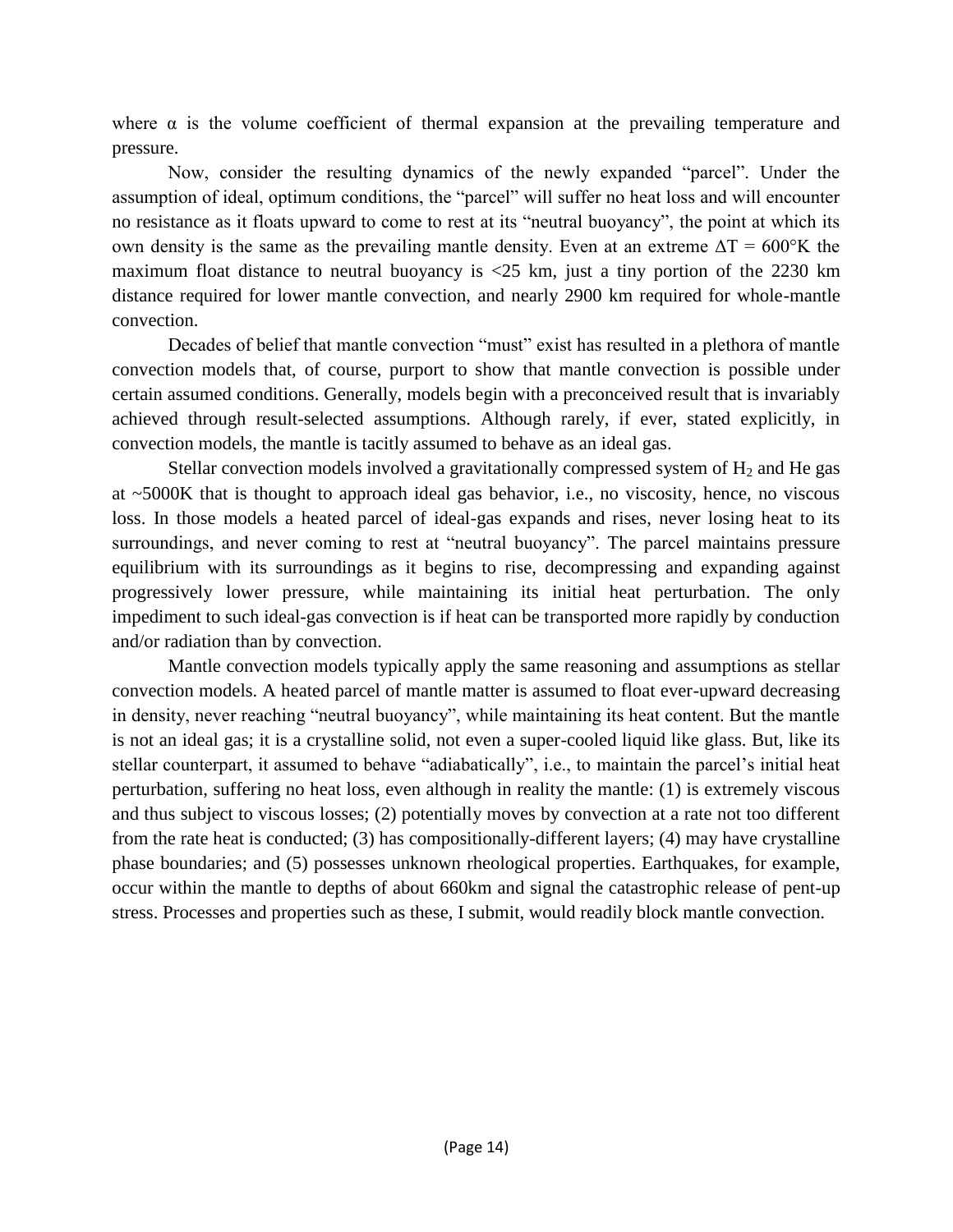where α is the volume coefficient of thermal expansion at the prevailing temperature and pressure.

Now, consider the resulting dynamics of the newly expanded "parcel". Under the assumption of ideal, optimum conditions, the "parcel" will suffer no heat loss and will encounter no resistance as it floats upward to come to rest at its "neutral buoyancy", the point at which its own density is the same as the prevailing mantle density. Even at an extreme $\Delta T = 600°K$ the maximum float distance to neutral buoyancy is <25 km, just a tiny portion of the 2230 km distance required for lower mantle convection, and nearly 2900 km required for whole-mantle convection.

Decades of belief that mantle convection "must" exist has resulted in a plethora of mantle convection models that, of course, purport to show that mantle convection is possible under certain assumed conditions. Generally, models begin with a preconceived result that is invariably achieved through result-selected assumptions. Although rarely, if ever, stated explicitly, in convection models, the mantle is tacitly assumed to behave as an ideal gas.

Stellar convection models involved a gravitationally compressed system of $H_2$ and He gas at ~5000K that is thought to approach ideal gas behavior, i.e., no viscosity, hence, no viscous loss. In those models a heated parcel of ideal-gas expands and rises, never losing heat to its surroundings, and never coming to rest at "neutral buoyancy". The parcel maintains pressure equilibrium with its surroundings as it begins to rise, decompressing and expanding against progressively lower pressure, while maintaining its initial heat perturbation. The only impediment to such ideal-gas convection is if heat can be transported more rapidly by conduction and/or radiation than by convection.

Mantle convection models typically apply the same reasoning and assumptions as stellar convection models. A heated parcel of mantle matter is assumed to float ever-upward decreasing in density, never reaching "neutral buoyancy", while maintaining its heat content. But the mantle is not an ideal gas; it is a crystalline solid, not even a super-cooled liquid like glass. But, like its stellar counterpart, it assumed to behave "adiabatically", i.e., to maintain the parcel's initial heat perturbation, suffering no heat loss, even although in reality the mantle: (1) is extremely viscous and thus subject to viscous losses; (2) potentially moves by convection at a rate not too different from the rate heat is conducted; (3) has compositionally-different layers; (4) may have crystalline phase boundaries; and (5) possesses unknown rheological properties. Earthquakes, for example, occur within the mantle to depths of about 660km and signal the catastrophic release of pent-up stress. Processes and properties such as these, I submit, would readily block mantle convection.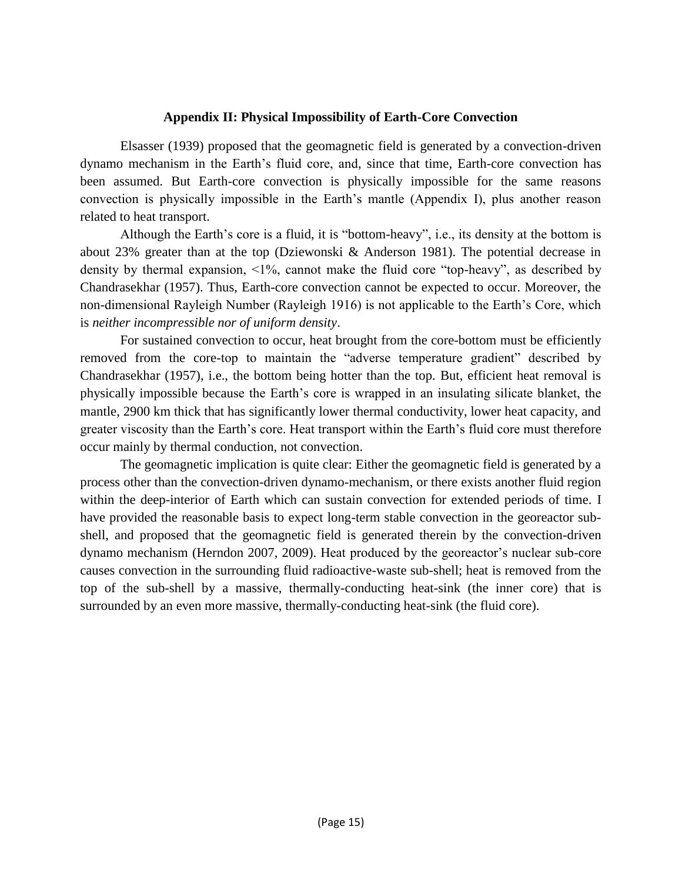## Appendix II: Physical Impossibility of Earth-Core Convection

Elsasser (1939) proposed that the geomagnetic field is generated by a convection-driven dynamo mechanism in the Earth's fluid core, and, since that time, Earth-core convection has been assumed. But Earth-core convection is physically impossible for the same reasons convection is physically impossible in the Earth's mantle (Appendix I), plus another reason related to heat transport.

Although the Earth's core is a fluid, it is "bottom-heavy", i.e., its density at the bottom is about 23% greater than at the top (Dziewonski & Anderson 1981). The potential decrease in density by thermal expansion, <1%, cannot make the fluid core "top-heavy", as described by Chandrasekhar (1957). Thus, Earth-core convection cannot be expected to occur. Moreover, the non-dimensional Rayleigh Number (Rayleigh 1916) is not applicable to the Earth's Core, which is *neither incompressible nor of uniform density*.

For sustained convection to occur, heat brought from the core-bottom must be efficiently removed from the core-top to maintain the "adverse temperature gradient" described by Chandrasekhar (1957), i.e., the bottom being hotter than the top. But, efficient heat removal is physically impossible because the Earth's core is wrapped in an insulating silicate blanket, the mantle, 2900 km thick that has significantly lower thermal conductivity, lower heat capacity, and greater viscosity than the Earth's core. Heat transport within the Earth's fluid core must therefore occur mainly by thermal conduction, not convection.

The geomagnetic implication is quite clear: Either the geomagnetic field is generated by a process other than the convection-driven dynamo-mechanism, or there exists another fluid region within the deep-interior of Earth which can sustain convection for extended periods of time. I have provided the reasonable basis to expect long-term stable convection in the georeactor sub-shell, and proposed that the geomagnetic field is generated therein by the convection-driven dynamo mechanism (Herndon 2007, 2009). Heat produced by the georeactor's nuclear sub-core causes convection in the surrounding fluid radioactive-waste sub-shell; heat is removed from the top of the sub-shell by a massive, thermally-conducting heat-sink (the inner core) that is surrounded by an even more massive, thermally-conducting heat-sink (the fluid core).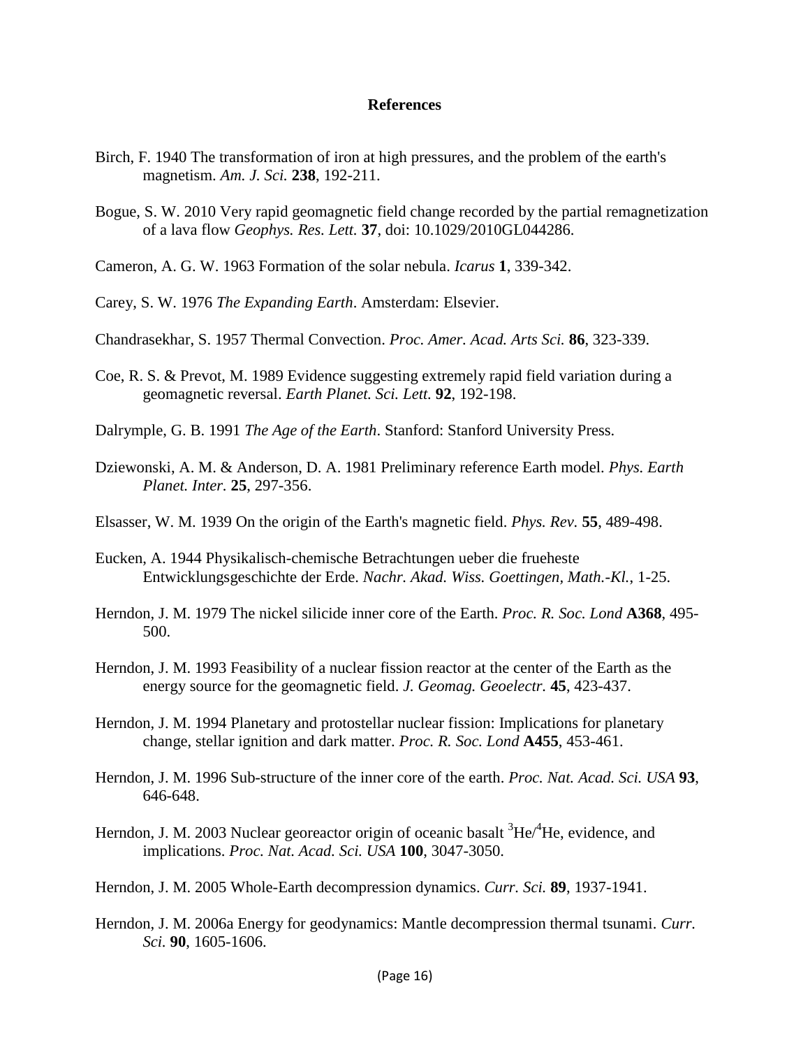## References

Birch, F. 1940 The transformation of iron at high pressures, and the problem of the earth's magnetism. *Am. J. Sci.* **238**, 192-211.

Bogue, S. W. 2010 Very rapid geomagnetic field change recorded by the partial remagnetization of a lava flow *Geophys. Res. Lett.* **37**, doi: 10.1029/2010GL044286.

Cameron, A. G. W. 1963 Formation of the solar nebula. *Icarus* **1**, 339-342.

Carey, S. W. 1976 *The Expanding Earth*. Amsterdam: Elsevier.

Chandrasekhar, S. 1957 Thermal Convection. *Proc. Amer. Acad. Arts Sci.* **86**, 323-339.

Coe, R. S. & Prevot, M. 1989 Evidence suggesting extremely rapid field variation during a geomagnetic reversal. *Earth Planet. Sci. Lett.* **92**, 192-198.

Dalrymple, G. B. 1991 *The Age of the Earth*. Stanford: Stanford University Press.

Dziewonski, A. M. & Anderson, D. A. 1981 Preliminary reference Earth model. *Phys. Earth Planet. Inter.* **25**, 297-356.

Elsasser, W. M. 1939 On the origin of the Earth's magnetic field. *Phys. Rev.* **55**, 489-498.

Eucken, A. 1944 Physikalisch-chemische Betrachtungen ueber die frueheste Entwicklungsgeschichte der Erde. *Nachr. Akad. Wiss. Goettingen, Math.-Kl.*, 1-25.

Herndon, J. M. 1979 The nickel silicide inner core of the Earth. *Proc. R. Soc. Lond* **A368**, 495-500.

Herndon, J. M. 1993 Feasibility of a nuclear fission reactor at the center of the Earth as the energy source for the geomagnetic field. *J. Geomag. Geoelectr.* **45**, 423-437.

Herndon, J. M. 1994 Planetary and protostellar nuclear fission: Implications for planetary change, stellar ignition and dark matter. *Proc. R. Soc. Lond* **A455**, 453-461.

Herndon, J. M. 1996 Sub-structure of the inner core of the earth. *Proc. Nat. Acad. Sci. USA* **93**, 646-648.

Herndon, J. M. 2003 Nuclear georeactor origin of oceanic basalt $^{3}He/^{4}He$, evidence, and implications. *Proc. Nat. Acad. Sci. USA* **100**, 3047-3050.

Herndon, J. M. 2005 Whole-Earth decompression dynamics. *Curr. Sci.* **89**, 1937-1941.

Herndon, J. M. 2006a Energy for geodynamics: Mantle decompression thermal tsunami. *Curr. Sci.* **90**, 1605-1606.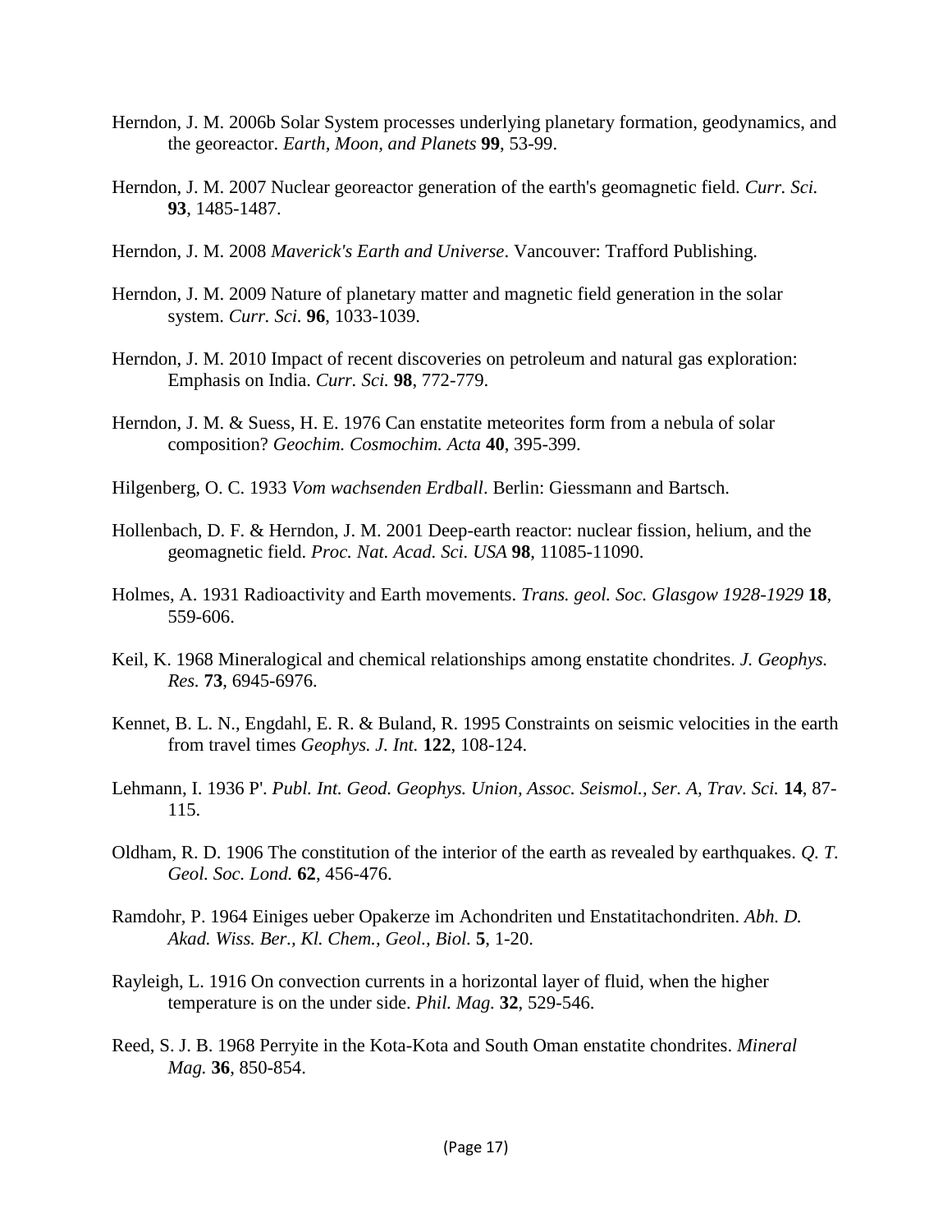Herndon, J. M. 2006b Solar System processes underlying planetary formation, geodynamics, and the georeactor. *Earth, Moon, and Planets* **99**, 53-99.

Herndon, J. M. 2007 Nuclear georeactor generation of the earth's geomagnetic field. *Curr. Sci.* **93**, 1485-1487.

Herndon, J. M. 2008 *Maverick's Earth and Universe*. Vancouver: Trafford Publishing.

Herndon, J. M. 2009 Nature of planetary matter and magnetic field generation in the solar system. *Curr. Sci.* **96**, 1033-1039.

Herndon, J. M. 2010 Impact of recent discoveries on petroleum and natural gas exploration: Emphasis on India. *Curr. Sci.* **98**, 772-779.

Herndon, J. M. & Suess, H. E. 1976 Can enstatite meteorites form from a nebula of solar composition? *Geochim. Cosmochim. Acta* **40**, 395-399.

Hilgenberg, O. C. 1933 *Vom wachsenden Erdball*. Berlin: Giessmann and Bartsch.

Hollenbach, D. F. & Herndon, J. M. 2001 Deep-earth reactor: nuclear fission, helium, and the geomagnetic field. *Proc. Nat. Acad. Sci. USA* **98**, 11085-11090.

Holmes, A. 1931 Radioactivity and Earth movements. *Trans. geol. Soc. Glasgow 1928-1929* **18**, 559-606.

Keil, K. 1968 Mineralogical and chemical relationships among enstatite chondrites. *J. Geophys. Res.* **73**, 6945-6976.

Kennet, B. L. N., Engdahl, E. R. & Buland, R. 1995 Constraints on seismic velocities in the earth from travel times *Geophys. J. Int.* **122**, 108-124.

Lehmann, I. 1936 P'. *Publ. Int. Geod. Geophys. Union, Assoc. Seismol., Ser. A, Trav. Sci.* **14**, 87-115.

Oldham, R. D. 1906 The constitution of the interior of the earth as revealed by earthquakes. *Q. T. Geol. Soc. Lond.* **62**, 456-476.

Ramdohr, P. 1964 Einiges ueber Opakerze im Achondriten und Enstatitachondriten. *Abh. D. Akad. Wiss. Ber., Kl. Chem., Geol., Biol.* **5**, 1-20.

Rayleigh, L. 1916 On convection currents in a horizontal layer of fluid, when the higher temperature is on the under side. *Phil. Mag.* **32**, 529-546.

Reed, S. J. B. 1968 Perryite in the Kota-Kota and South Oman enstatite chondrites. *Mineral Mag.* **36**, 850-854.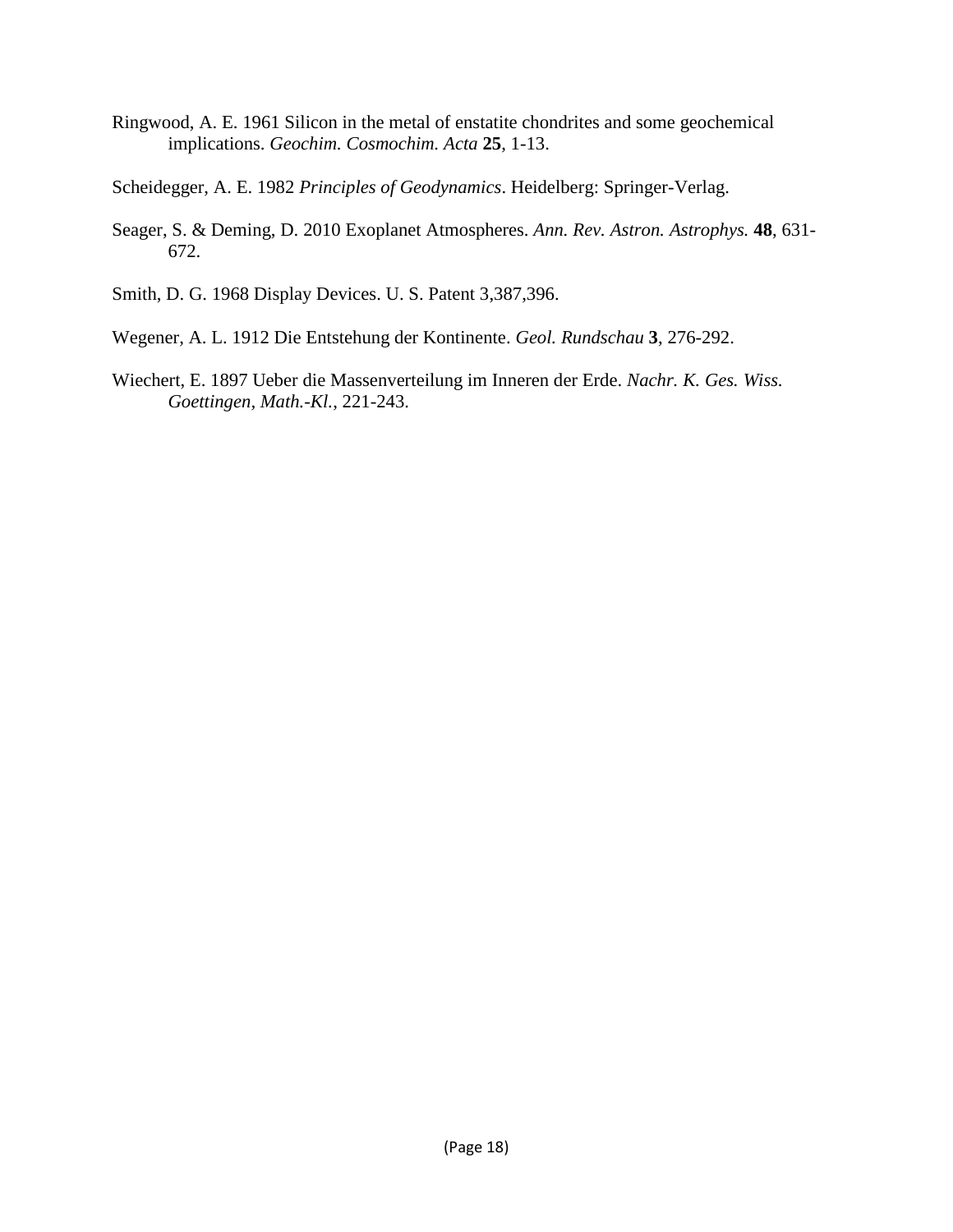Ringwood, A. E. 1961 Silicon in the metal of enstatite chondrites and some geochemical implications. *Geochim. Cosmochim. Acta* **25**, 1-13.

Scheidegger, A. E. 1982 *Principles of Geodynamics*. Heidelberg: Springer-Verlag.

Seager, S. & Deming, D. 2010 Exoplanet Atmospheres. *Ann. Rev. Astron. Astrophys.* **48**, 631-672.

Smith, D. G. 1968 Display Devices. U. S. Patent 3,387,396.

Wegener, A. L. 1912 Die Entstehung der Kontinente. *Geol. Rundschau* **3**, 276-292.

Wiechert, E. 1897 Ueber die Massenverteilung im Inneren der Erde. *Nachr. K. Ges. Wiss. Goettingen, Math.-Kl.*, 221-243.